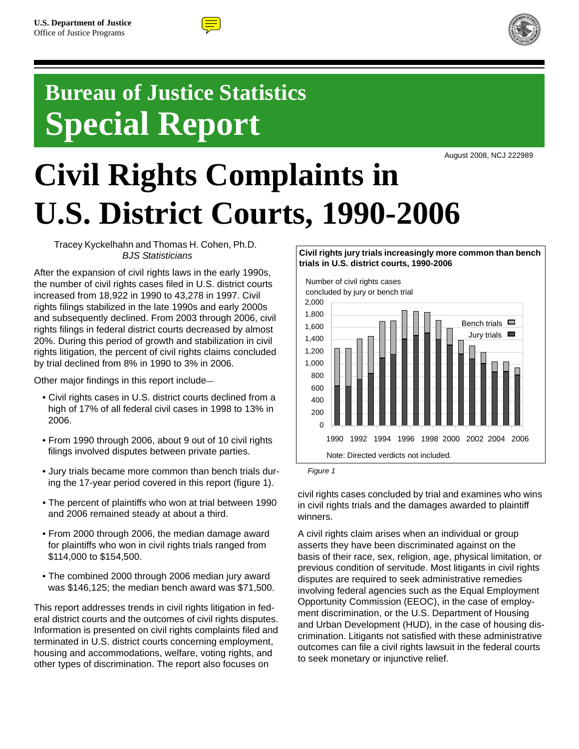U.S. Department of Justice
Office of Justice Programs

# Bureau of Justice Statistics Special Report

August 2008, NCJ 222989

# Civil Rights Complaints in U.S. District Courts, 1990-2006

Tracey Kyckelhahn and Thomas H. Cohen, Ph.D.
*BJS Statisticians*

After the expansion of civil rights laws in the early 1990s, the number of civil rights cases filed in U.S. district courts increased from 18,922 in 1990 to 43,278 in 1997. Civil rights filings stabilized in the late 1990s and early 2000s and subsequently declined. From 2003 through 2006, civil rights filings in federal district courts decreased by almost 20%. During this period of growth and stabilization in civil rights litigation, the percent of civil rights claims concluded by trial declined from 8% in 1990 to 3% in 2006.

Other major findings in this report include—

- Civil rights cases in U.S. district courts declined from a high of 17% of all federal civil cases in 1998 to 13% in 2006.
- From 1990 through 2006, about 9 out of 10 civil rights filings involved disputes between private parties.
- Jury trials became more common than bench trials during the 17-year period covered in this report (figure 1).
- The percent of plaintiffs who won at trial between 1990 and 2006 remained steady at about a third.
- From 2000 through 2006, the median damage award for plaintiffs who won in civil rights trials ranged from $114,000 to $154,500.
- The combined 2000 through 2006 median jury award was $146,125; the median bench award was $71,500.

This report addresses trends in civil rights litigation in federal district courts and the outcomes of civil rights disputes. Information is presented on civil rights complaints filed and terminated in U.S. district courts concerning employment, housing and accommodations, welfare, voting rights, and other types of discrimination. The report also focuses on civil rights cases concluded by trial and examines who wins in civil rights trials and the damages awarded to plaintiff winners.

A civil rights claim arises when an individual or group asserts they have been discriminated against on the basis of their race, sex, religion, age, physical limitation, or previous condition of servitude. Most litigants in civil rights disputes are required to seek administrative remedies involving federal agencies such as the Equal Employment Opportunity Commission (EEOC), in the case of employment discrimination, or the U.S. Department of Housing and Urban Development (HUD), in the case of housing discrimination. Litigants not satisfied with these administrative outcomes can file a civil rights lawsuit in the federal courts to seek monetary or injunctive relief.

**Civil rights jury trials increasingly more common than bench trials in U.S. district courts, 1990-2006**

Number of civil rights cases concluded by jury or bench trial (Bench trials; Jury trials)

Note: Directed verdicts not included.

*Figure 1*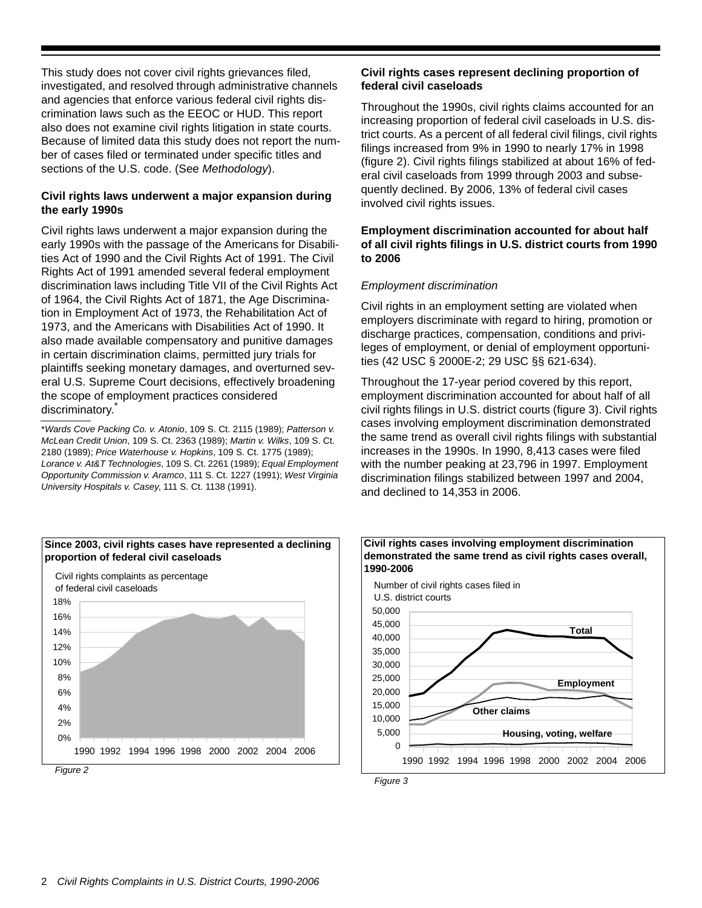This study does not cover civil rights grievances filed, investigated, and resolved through administrative channels and agencies that enforce various federal civil rights discrimination laws such as the EEOC or HUD. This report also does not examine civil rights litigation in state courts. Because of limited data this study does not report the number of cases filed or terminated under specific titles and sections of the U.S. code. (See *Methodology*).

**Civil rights laws underwent a major expansion during the early 1990s**

Civil rights laws underwent a major expansion during the early 1990s with the passage of the Americans for Disabilities Act of 1990 and the Civil Rights Act of 1991. The Civil Rights Act of 1991 amended several federal employment discrimination laws including Title VII of the Civil Rights Act of 1964, the Civil Rights Act of 1871, the Age Discrimination in Employment Act of 1973, the Rehabilitation Act of 1973, and the Americans with Disabilities Act of 1990. It also made available compensatory and punitive damages in certain discrimination claims, permitted jury trials for plaintiffs seeking monetary damages, and overturned several U.S. Supreme Court decisions, effectively broadening the scope of employment practices considered discriminatory.*

*\*Wards Cove Packing Co. v. Atonio*, 109 S. Ct. 2115 (1989); *Patterson v. McLean Credit Union*, 109 S. Ct. 2363 (1989); *Martin v. Wilks*, 109 S. Ct. 2180 (1989); *Price Waterhouse v. Hopkins*, 109 S. Ct. 1775 (1989); *Lorance v. At&T Technologies*, 109 S. Ct. 2261 (1989); *Equal Employment Opportunity Commission v. Aramco*, 111 S. Ct. 1227 (1991); *West Virginia University Hospitals v. Casey*, 111 S. Ct. 1138 (1991).

**Civil rights cases represent declining proportion of federal civil caseloads**

Throughout the 1990s, civil rights claims accounted for an increasing proportion of federal civil caseloads in U.S. district courts. As a percent of all federal civil filings, civil rights filings increased from 9% in 1990 to nearly 17% in 1998 (figure 2). Civil rights filings stabilized at about 16% of federal civil caseloads from 1999 through 2003 and subsequently declined. By 2006, 13% of federal civil cases involved civil rights issues.

**Employment discrimination accounted for about half of all civil rights filings in U.S. district courts from 1990 to 2006**

*Employment discrimination*

Civil rights in an employment setting are violated when employers discriminate with regard to hiring, promotion or discharge practices, compensation, conditions and privileges of employment, or denial of employment opportunities (42 USC § 2000E-2; 29 USC §§ 621-634).

Throughout the 17-year period covered by this report, employment discrimination accounted for about half of all civil rights filings in U.S. district courts (figure 3). Civil rights cases involving employment discrimination demonstrated the same trend as overall civil rights filings with substantial increases in the 1990s. In 1990, 8,413 cases were filed with the number peaking at 23,796 in 1997. Employment discrimination filings stabilized between 1997 and 2004, and declined to 14,353 in 2006.

**Since 2003, civil rights cases have represented a declining proportion of federal civil caseloads**

Civil rights complaints as percentage of federal civil caseloads

*Figure 2*

**Civil rights cases involving employment discrimination demonstrated the same trend as civil rights cases overall, 1990-2006**

Number of civil rights cases filed in U.S. district courts

*Figure 3*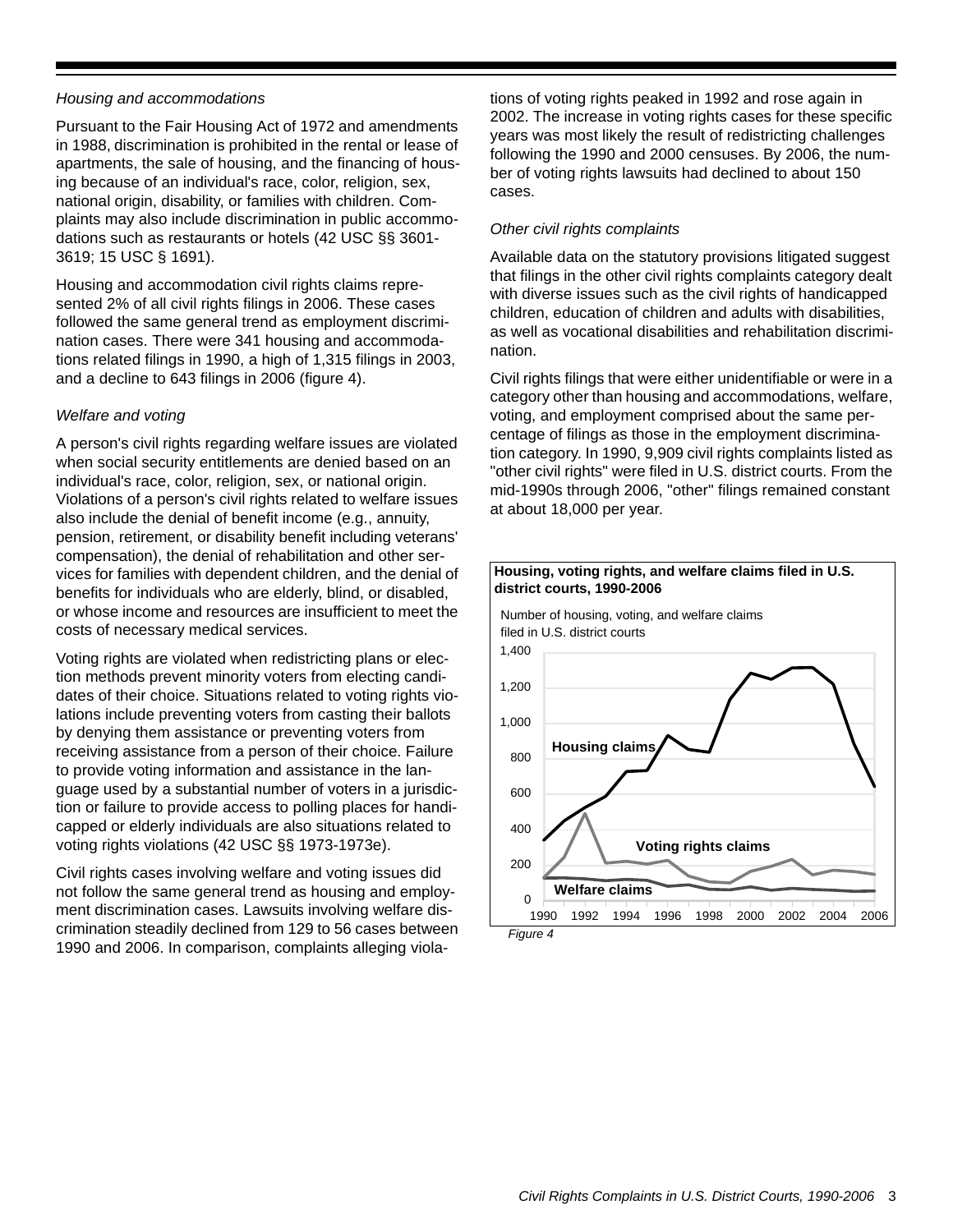*Housing and accommodations*

Pursuant to the Fair Housing Act of 1972 and amendments in 1988, discrimination is prohibited in the rental or lease of apartments, the sale of housing, and the financing of housing because of an individual's race, color, religion, sex, national origin, disability, or families with children. Complaints may also include discrimination in public accommodations such as restaurants or hotels (42 USC §§ 3601-3619; 15 USC § 1691).

Housing and accommodation civil rights claims represented 2% of all civil rights filings in 2006. These cases followed the same general trend as employment discrimination cases. There were 341 housing and accommodations related filings in 1990, a high of 1,315 filings in 2003, and a decline to 643 filings in 2006 (figure 4).

*Welfare and voting*

A person's civil rights regarding welfare issues are violated when social security entitlements are denied based on an individual's race, color, religion, sex, or national origin. Violations of a person's civil rights related to welfare issues also include the denial of benefit income (e.g., annuity, pension, retirement, or disability benefit including veterans' compensation), the denial of rehabilitation and other services for families with dependent children, and the denial of benefits for individuals who are elderly, blind, or disabled, or whose income and resources are insufficient to meet the costs of necessary medical services.

Voting rights are violated when redistricting plans or election methods prevent minority voters from electing candidates of their choice. Situations related to voting rights violations include preventing voters from casting their ballots by denying them assistance or preventing voters from receiving assistance from a person of their choice. Failure to provide voting information and assistance in the language used by a substantial number of voters in a jurisdiction or failure to provide access to polling places for handicapped or elderly individuals are also situations related to voting rights violations (42 USC §§ 1973-1973e).

Civil rights cases involving welfare and voting issues did not follow the same general trend as housing and employment discrimination cases. Lawsuits involving welfare discrimination steadily declined from 129 to 56 cases between 1990 and 2006. In comparison, complaints alleging violations of voting rights peaked in 1992 and rose again in 2002. The increase in voting rights cases for these specific years was most likely the result of redistricting challenges following the 1990 and 2000 censuses. By 2006, the number of voting rights lawsuits had declined to about 150 cases.

*Other civil rights complaints*

Available data on the statutory provisions litigated suggest that filings in the other civil rights complaints category dealt with diverse issues such as the civil rights of handicapped children, education of children and adults with disabilities, as well as vocational disabilities and rehabilitation discrimination.

Civil rights filings that were either unidentifiable or were in a category other than housing and accommodations, welfare, voting, and employment comprised about the same percentage of filings as those in the employment discrimination category. In 1990, 9,909 civil rights complaints listed as "other civil rights" were filed in U.S. district courts. From the mid-1990s through 2006, "other" filings remained constant at about 18,000 per year.

**Housing, voting rights, and welfare claims filed in U.S. district courts, 1990-2006**

Number of housing, voting, and welfare claims filed in U.S. district courts

*Figure 4*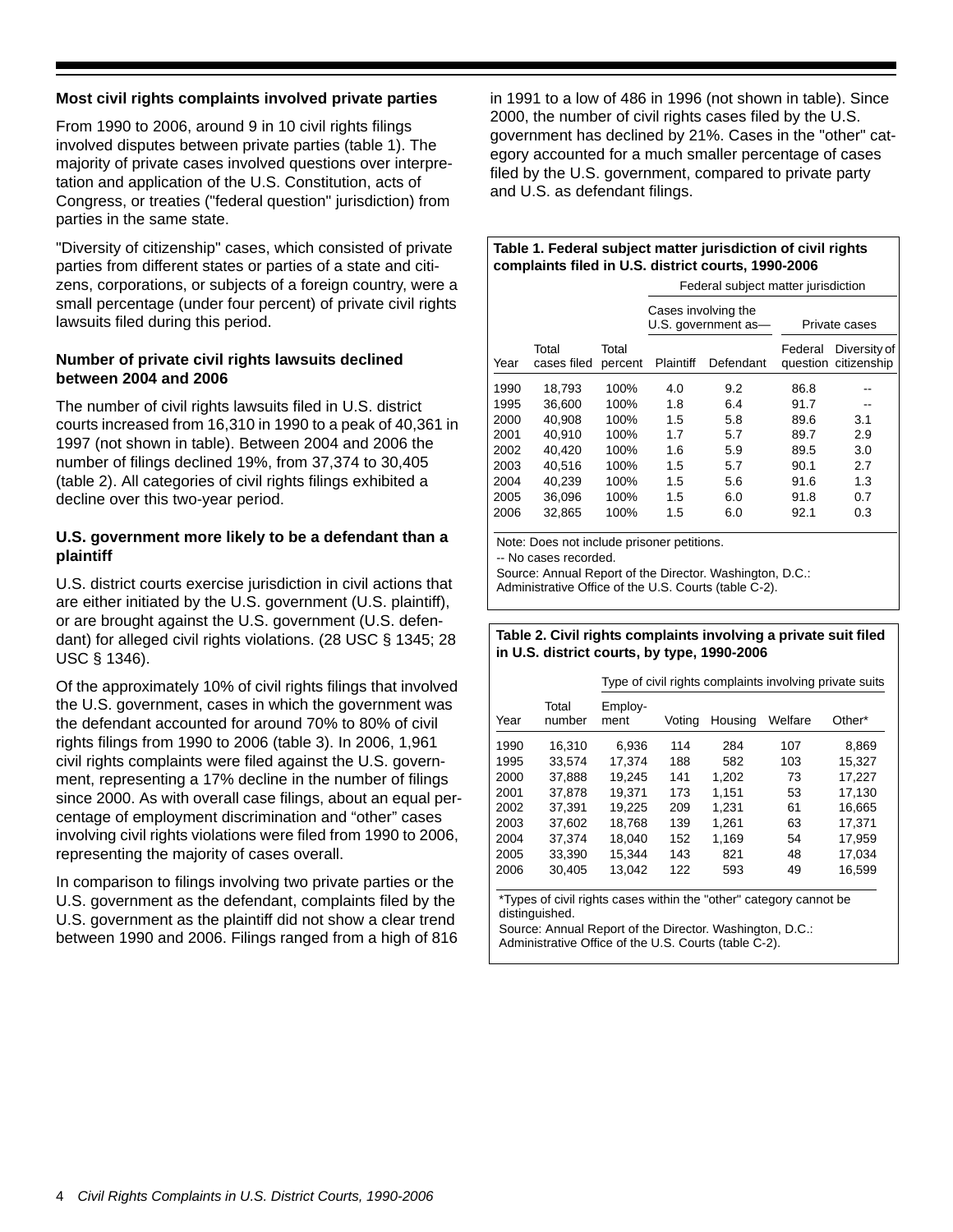### Most civil rights complaints involved private parties

From 1990 to 2006, around 9 in 10 civil rights filings involved disputes between private parties (table 1). The majority of private cases involved questions over interpretation and application of the U.S. Constitution, acts of Congress, or treaties ("federal question" jurisdiction) from parties in the same state.

"Diversity of citizenship" cases, which consisted of private parties from different states or parties of a state and citizens, corporations, or subjects of a foreign country, were a small percentage (under four percent) of private civil rights lawsuits filed during this period.

### Number of private civil rights lawsuits declined between 2004 and 2006

The number of civil rights lawsuits filed in U.S. district courts increased from 16,310 in 1990 to a peak of 40,361 in 1997 (not shown in table). Between 2004 and 2006 the number of filings declined 19%, from 37,374 to 30,405 (table 2). All categories of civil rights filings exhibited a decline over this two-year period.

### U.S. government more likely to be a defendant than a plaintiff

U.S. district courts exercise jurisdiction in civil actions that are either initiated by the U.S. government (U.S. plaintiff), or are brought against the U.S. government (U.S. defendant) for alleged civil rights violations. (28 USC § 1345; 28 USC § 1346).

Of the approximately 10% of civil rights filings that involved the U.S. government, cases in which the government was the defendant accounted for around 70% to 80% of civil rights filings from 1990 to 2006 (table 3). In 2006, 1,961 civil rights complaints were filed against the U.S. government, representing a 17% decline in the number of filings since 2000. As with overall case filings, about an equal percentage of employment discrimination and "other" cases involving civil rights violations were filed from 1990 to 2006, representing the majority of cases overall.

In comparison to filings involving two private parties or the U.S. government as the defendant, complaints filed by the U.S. government as the plaintiff did not show a clear trend between 1990 and 2006. Filings ranged from a high of 816 in 1991 to a low of 486 in 1996 (not shown in table). Since 2000, the number of civil rights cases filed by the U.S. government has declined by 21%. Cases in the "other" category accounted for a much smaller percentage of cases filed by the U.S. government, compared to private party and U.S. as defendant filings.

**Table 1. Federal subject matter jurisdiction of civil rights complaints filed in U.S. district courts, 1990-2006**

| | | | Federal subject matter jurisdiction | | | |
|---|---|---|---|---|---|---|
| | | | Cases involving the U.S. government as— | | Private cases | |
| Year | Total cases filed | Total percent | Plaintiff | Defendant | Federal question | Diversity of citizenship |
| 1990 | 18,793 | 100% | 4.0 | 9.2 | 86.8 | -- |
| 1995 | 36,600 | 100% | 1.8 | 6.4 | 91.7 | -- |
| 2000 | 40,908 | 100% | 1.5 | 5.8 | 89.6 | 3.1 |
| 2001 | 40,910 | 100% | 1.7 | 5.7 | 89.7 | 2.9 |
| 2002 | 40,420 | 100% | 1.6 | 5.9 | 89.5 | 3.0 |
| 2003 | 40,516 | 100% | 1.5 | 5.7 | 90.1 | 2.7 |
| 2004 | 40,239 | 100% | 1.5 | 5.6 | 91.6 | 1.3 |
| 2005 | 36,096 | 100% | 1.5 | 6.0 | 91.8 | 0.7 |
| 2006 | 32,865 | 100% | 1.5 | 6.0 | 92.1 | 0.3 |

Note: Does not include prisoner petitions.
-- No cases recorded.
Source: Annual Report of the Director. Washington, D.C.: Administrative Office of the U.S. Courts (table C-2).

**Table 2. Civil rights complaints involving a private suit filed in U.S. district courts, by type, 1990-2006**

| | | Type of civil rights complaints involving private suits | | | | |
|---|---|---|---|---|---|---|
| Year | Total number | Employ-ment | Voting | Housing | Welfare | Other* |
| 1990 | 16,310 | 6,936 | 114 | 284 | 107 | 8,869 |
| 1995 | 33,574 | 17,374 | 188 | 582 | 103 | 15,327 |
| 2000 | 37,888 | 19,245 | 141 | 1,202 | 73 | 17,227 |
| 2001 | 37,878 | 19,371 | 173 | 1,151 | 53 | 17,130 |
| 2002 | 37,391 | 19,225 | 209 | 1,231 | 61 | 16,665 |
| 2003 | 37,602 | 18,768 | 139 | 1,261 | 63 | 17,371 |
| 2004 | 37,374 | 18,040 | 152 | 1,169 | 54 | 17,959 |
| 2005 | 33,390 | 15,344 | 143 | 821 | 48 | 17,034 |
| 2006 | 30,405 | 13,042 | 122 | 593 | 49 | 16,599 |

*Types of civil rights cases within the "other" category cannot be distinguished.
Source: Annual Report of the Director. Washington, D.C.: Administrative Office of the U.S. Courts (table C-2).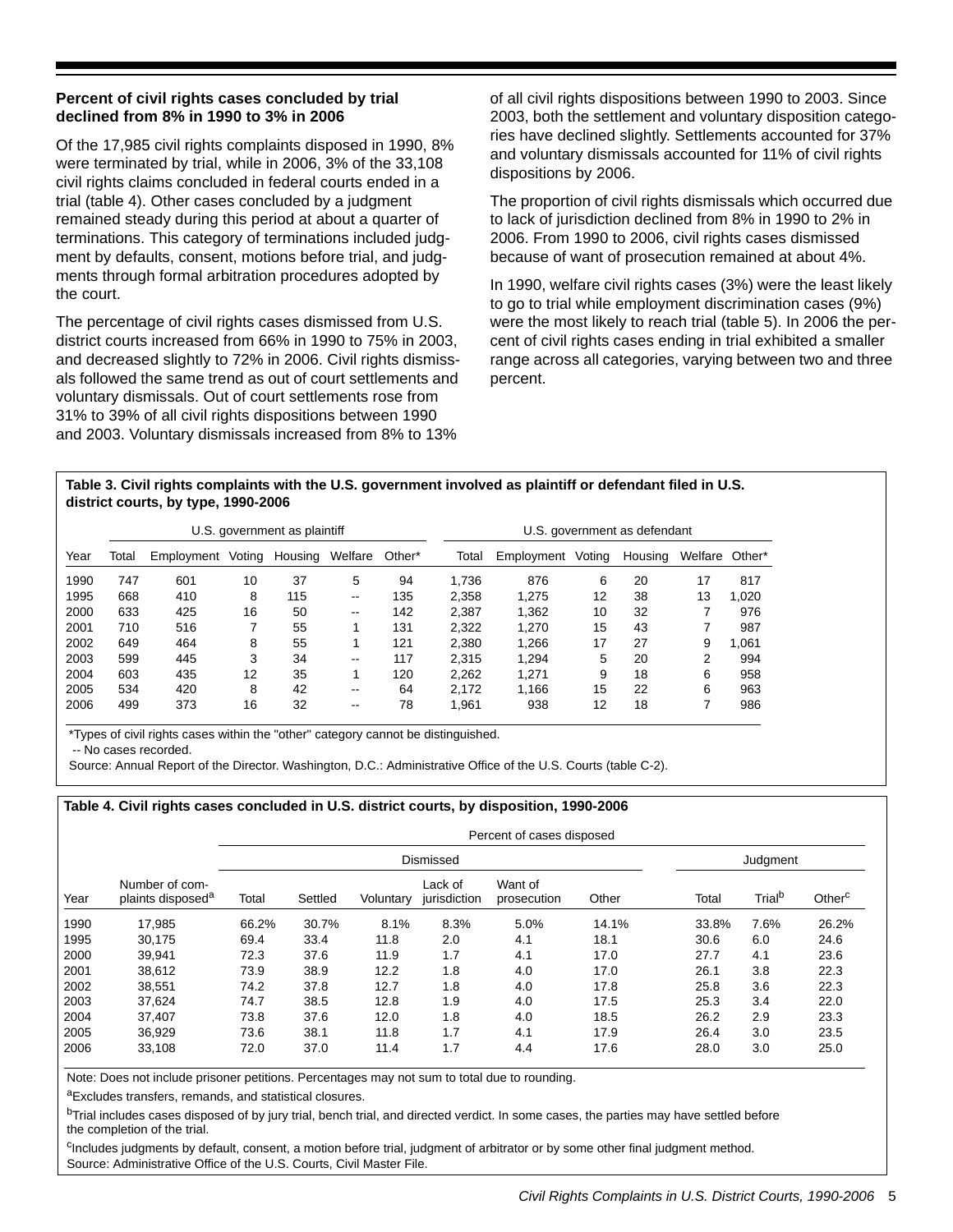### Percent of civil rights cases concluded by trial declined from 8% in 1990 to 3% in 2006

Of the 17,985 civil rights complaints disposed in 1990, 8% were terminated by trial, while in 2006, 3% of the 33,108 civil rights claims concluded in federal courts ended in a trial (table 4). Other cases concluded by a judgment remained steady during this period at about a quarter of terminations. This category of terminations included judgment by defaults, consent, motions before trial, and judgments through formal arbitration procedures adopted by the court.

The percentage of civil rights cases dismissed from U.S. district courts increased from 66% in 1990 to 75% in 2003, and decreased slightly to 72% in 2006. Civil rights dismissals followed the same trend as out of court settlements and voluntary dismissals. Out of court settlements rose from 31% to 39% of all civil rights dispositions between 1990 and 2003. Voluntary dismissals increased from 8% to 13% of all civil rights dispositions between 1990 to 2003. Since 2003, both the settlement and voluntary disposition categories have declined slightly. Settlements accounted for 37% and voluntary dismissals accounted for 11% of civil rights dispositions by 2006.

The proportion of civil rights dismissals which occurred due to lack of jurisdiction declined from 8% in 1990 to 2% in 2006. From 1990 to 2006, civil rights cases dismissed because of want of prosecution remained at about 4%.

In 1990, welfare civil rights cases (3%) were the least likely to go to trial while employment discrimination cases (9%) were the most likely to reach trial (table 5). In 2006 the percent of civil rights cases ending in trial exhibited a smaller range across all categories, varying between two and three percent.

**Table 3. Civil rights complaints with the U.S. government involved as plaintiff or defendant filed in U.S. district courts, by type, 1990-2006**

| | U.S. government as plaintiff | | | | | | U.S. government as defendant | | | | | |
|---|---|---|---|---|---|---|---|---|---|---|---|---|
| Year | Total | Employment | Voting | Housing | Welfare | Other* | Total | Employment | Voting | Housing | Welfare | Other* |
| 1990 | 747 | 601 | 10 | 37 | 5 | 94 | 1,736 | 876 | 6 | 20 | 17 | 817 |
| 1995 | 668 | 410 | 8 | 115 | -- | 135 | 2,358 | 1,275 | 12 | 38 | 13 | 1,020 |
| 2000 | 633 | 425 | 16 | 50 | -- | 142 | 2,387 | 1,362 | 10 | 32 | 7 | 976 |
| 2001 | 710 | 516 | 7 | 55 | 1 | 131 | 2,322 | 1,270 | 15 | 43 | 7 | 987 |
| 2002 | 649 | 464 | 8 | 55 | 1 | 121 | 2,380 | 1,266 | 17 | 27 | 9 | 1,061 |
| 2003 | 599 | 445 | 3 | 34 | -- | 117 | 2,315 | 1,294 | 5 | 20 | 2 | 994 |
| 2004 | 603 | 435 | 12 | 35 | 1 | 120 | 2,262 | 1,271 | 9 | 18 | 6 | 958 |
| 2005 | 534 | 420 | 8 | 42 | -- | 64 | 2,172 | 1,166 | 15 | 22 | 6 | 963 |
| 2006 | 499 | 373 | 16 | 32 | -- | 78 | 1,961 | 938 | 12 | 18 | 7 | 986 |

*Types of civil rights cases within the "other" category cannot be distinguished.
-- No cases recorded.
Source: Annual Report of the Director. Washington, D.C.: Administrative Office of the U.S. Courts (table C-2).

**Table 4. Civil rights cases concluded in U.S. district courts, by disposition, 1990-2006**

| | | Percent of cases disposed | | | | | | | | |
|---|---|---|---|---|---|---|---|---|---|---|
| | | Dismissed | | | | | | Judgment | | |
| Year | Number of complaints disposed[a] | Total | Settled | Voluntary | Lack of jurisdiction | Want of prosecution | Other | Total | Trial[b] | Other[c] |
| 1990 | 17,985 | 66.2% | 30.7% | 8.1% | 8.3% | 5.0% | 14.1% | 33.8% | 7.6% | 26.2% |
| 1995 | 30,175 | 69.4 | 33.4 | 11.8 | 2.0 | 4.1 | 18.1 | 30.6 | 6.0 | 24.6 |
| 2000 | 39,941 | 72.3 | 37.6 | 11.9 | 1.7 | 4.1 | 17.0 | 27.7 | 4.1 | 23.6 |
| 2001 | 38,612 | 73.9 | 38.9 | 12.2 | 1.8 | 4.0 | 17.0 | 26.1 | 3.8 | 22.3 |
| 2002 | 38,551 | 74.2 | 37.8 | 12.7 | 1.8 | 4.0 | 17.8 | 25.8 | 3.6 | 22.3 |
| 2003 | 37,624 | 74.7 | 38.5 | 12.8 | 1.9 | 4.0 | 17.5 | 25.3 | 3.4 | 22.0 |
| 2004 | 37,407 | 73.8 | 37.6 | 12.0 | 1.8 | 4.0 | 18.5 | 26.2 | 2.9 | 23.3 |
| 2005 | 36,929 | 73.6 | 38.1 | 11.8 | 1.7 | 4.1 | 17.9 | 26.4 | 3.0 | 23.5 |
| 2006 | 33,108 | 72.0 | 37.0 | 11.4 | 1.7 | 4.4 | 17.6 | 28.0 | 3.0 | 25.0 |

Note: Does not include prisoner petitions. Percentages may not sum to total due to rounding.

[a]Excludes transfers, remands, and statistical closures.

[b]Trial includes cases disposed of by jury trial, bench trial, and directed verdict. In some cases, the parties may have settled before the completion of the trial.

[c]Includes judgments by default, consent, a motion before trial, judgment of arbitrator or by some other final judgment method.
Source: Administrative Office of the U.S. Courts, Civil Master File.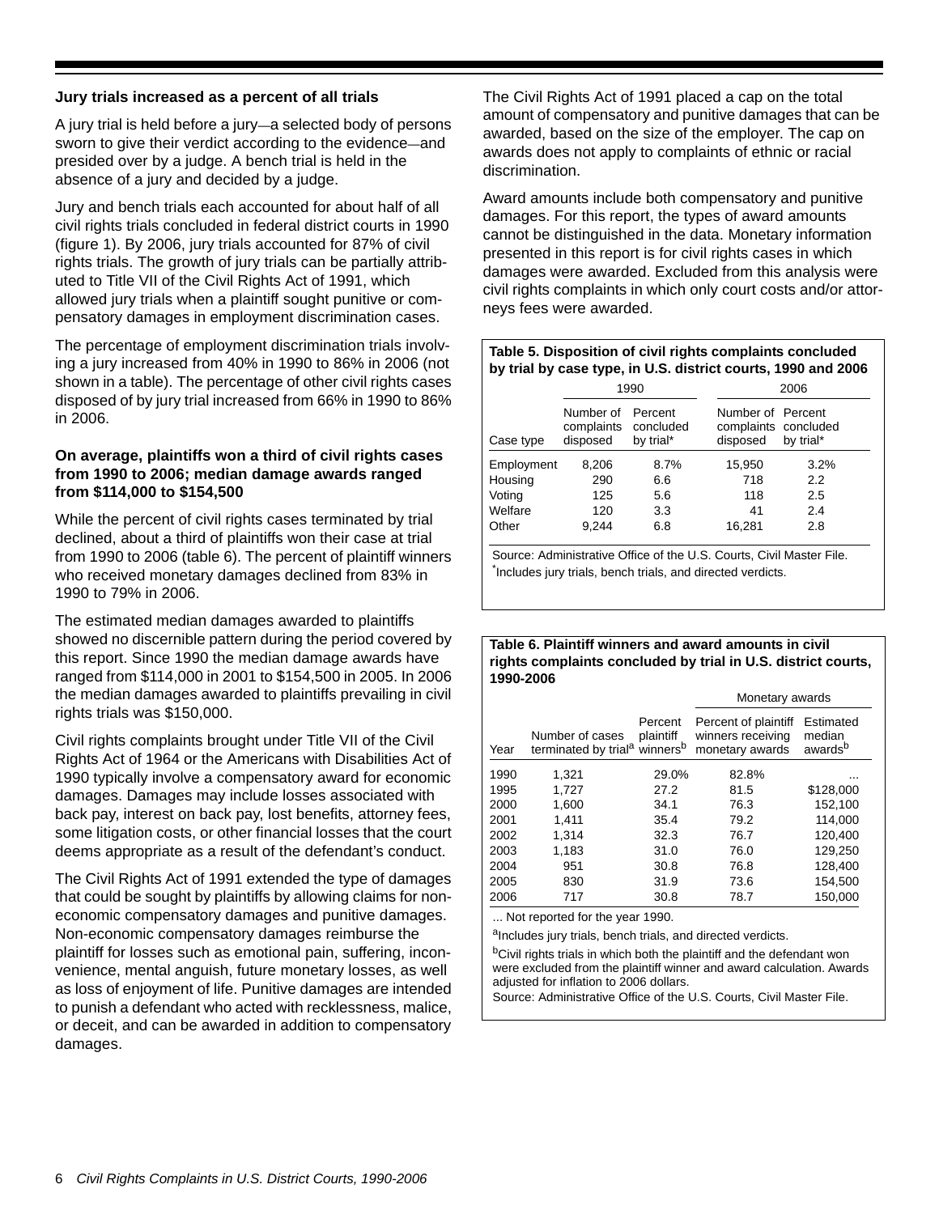**Jury trials increased as a percent of all trials**

A jury trial is held before a jury—a selected body of persons sworn to give their verdict according to the evidence—and presided over by a judge. A bench trial is held in the absence of a jury and decided by a judge.

Jury and bench trials each accounted for about half of all civil rights trials concluded in federal district courts in 1990 (figure 1). By 2006, jury trials accounted for 87% of civil rights trials. The growth of jury trials can be partially attributed to Title VII of the Civil Rights Act of 1991, which allowed jury trials when a plaintiff sought punitive or compensatory damages in employment discrimination cases.

The percentage of employment discrimination trials involving a jury increased from 40% in 1990 to 86% in 2006 (not shown in a table). The percentage of other civil rights cases disposed of by jury trial increased from 66% in 1990 to 86% in 2006.

**On average, plaintiffs won a third of civil rights cases from 1990 to 2006; median damage awards ranged from $114,000 to $154,500**

While the percent of civil rights cases terminated by trial declined, about a third of plaintiffs won their case at trial from 1990 to 2006 (table 6). The percent of plaintiff winners who received monetary damages declined from 83% in 1990 to 79% in 2006.

The estimated median damages awarded to plaintiffs showed no discernible pattern during the period covered by this report. Since 1990 the median damage awards have ranged from $114,000 in 2001 to $154,500 in 2005. In 2006 the median damages awarded to plaintiffs prevailing in civil rights trials was $150,000.

Civil rights complaints brought under Title VII of the Civil Rights Act of 1964 or the Americans with Disabilities Act of 1990 typically involve a compensatory award for economic damages. Damages may include losses associated with back pay, interest on back pay, lost benefits, attorney fees, some litigation costs, or other financial losses that the court deems appropriate as a result of the defendant's conduct.

The Civil Rights Act of 1991 extended the type of damages that could be sought by plaintiffs by allowing claims for non-economic compensatory damages and punitive damages. Non-economic compensatory damages reimburse the plaintiff for losses such as emotional pain, suffering, inconvenience, mental anguish, future monetary losses, as well as loss of enjoyment of life. Punitive damages are intended to punish a defendant who acted with recklessness, malice, or deceit, and can be awarded in addition to compensatory damages.

The Civil Rights Act of 1991 placed a cap on the total amount of compensatory and punitive damages that can be awarded, based on the size of the employer. The cap on awards does not apply to complaints of ethnic or racial discrimination.

Award amounts include both compensatory and punitive damages. For this report, the types of award amounts cannot be distinguished in the data. Monetary information presented in this report is for civil rights cases in which damages were awarded. Excluded from this analysis were civil rights complaints in which only court costs and/or attorneys fees were awarded.

**Table 5. Disposition of civil rights complaints concluded by trial by case type, in U.S. district courts, 1990 and 2006**

| | 1990 | | 2006 | |
|---|---|---|---|---|
| Case type | Number of complaints disposed | Percent concluded by trial* | Number of complaints disposed | Percent concluded by trial* |
| Employment | 8,206 | 8.7% | 15,950 | 3.2% |
| Housing | 290 | 6.6 | 718 | 2.2 |
| Voting | 125 | 5.6 | 118 | 2.5 |
| Welfare | 120 | 3.3 | 41 | 2.4 |
| Other | 9,244 | 6.8 | 16,281 | 2.8 |

Source: Administrative Office of the U.S. Courts, Civil Master File.
*Includes jury trials, bench trials, and directed verdicts.

**Table 6. Plaintiff winners and award amounts in civil rights complaints concluded by trial in U.S. district courts, 1990-2006**

| | | | Monetary awards | |
|---|---|---|---|---|
| Year | Number of cases terminated by trial[a] | Percent plaintiff winners[b] | Percent of plaintiff winners receiving monetary awards | Estimated median awards[b] |
| 1990 | 1,321 | 29.0% | 82.8% | ... |
| 1995 | 1,727 | 27.2 | 81.5 | $128,000 |
| 2000 | 1,600 | 34.1 | 76.3 | 152,100 |
| 2001 | 1,411 | 35.4 | 79.2 | 114,000 |
| 2002 | 1,314 | 32.3 | 76.7 | 120,400 |
| 2003 | 1,183 | 31.0 | 76.0 | 129,250 |
| 2004 | 951 | 30.8 | 76.8 | 128,400 |
| 2005 | 830 | 31.9 | 73.6 | 154,500 |
| 2006 | 717 | 30.8 | 78.7 | 150,000 |

... Not reported for the year 1990.

[a]Includes jury trials, bench trials, and directed verdicts.

[b]Civil rights trials in which both the plaintiff and the defendant won were excluded from the plaintiff winner and award calculation. Awards adjusted for inflation to 2006 dollars.

Source: Administrative Office of the U.S. Courts, Civil Master File.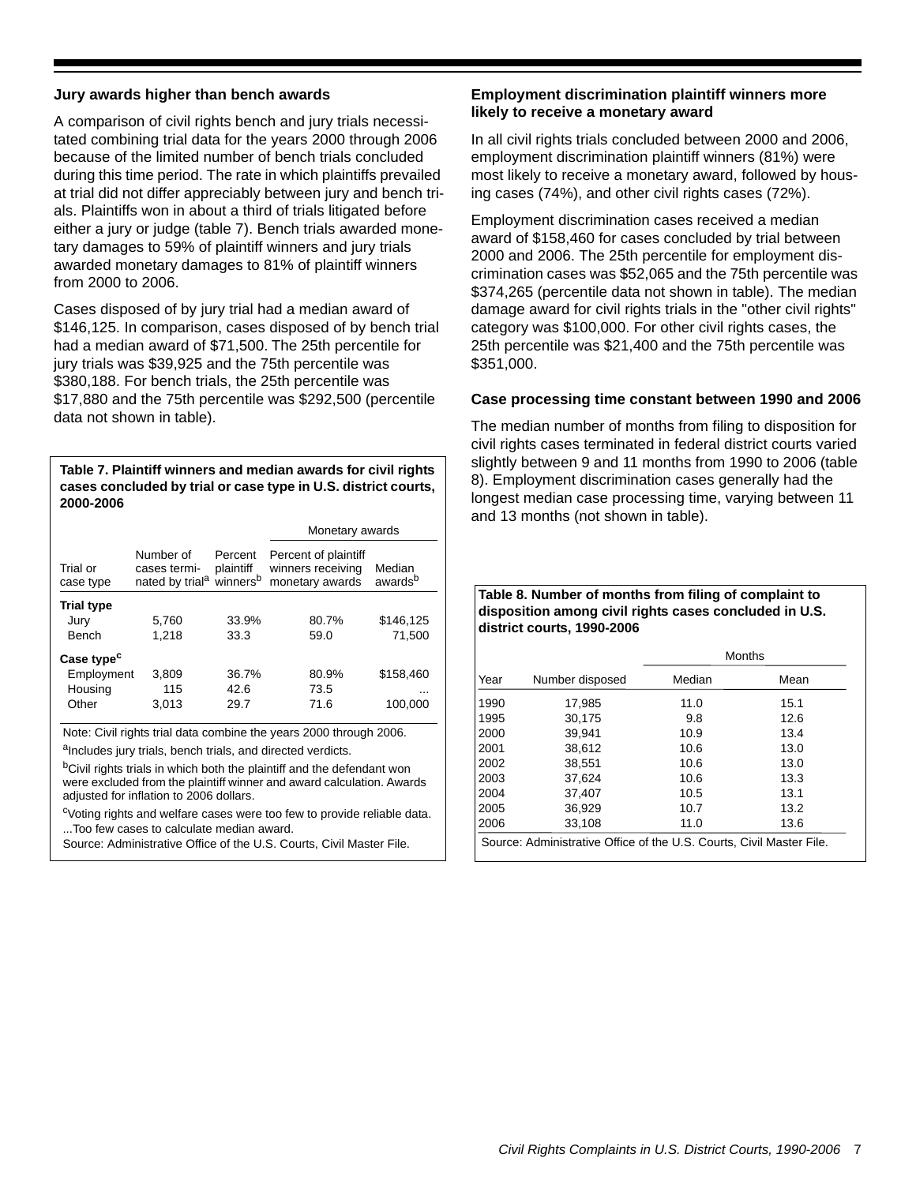### Jury awards higher than bench awards

A comparison of civil rights bench and jury trials necessitated combining trial data for the years 2000 through 2006 because of the limited number of bench trials concluded during this time period. The rate in which plaintiffs prevailed at trial did not differ appreciably between jury and bench trials. Plaintiffs won in about a third of trials litigated before either a jury or judge (table 7). Bench trials awarded monetary damages to 59% of plaintiff winners and jury trials awarded monetary damages to 81% of plaintiff winners from 2000 to 2006.

Cases disposed of by jury trial had a median award of $146,125. In comparison, cases disposed of by bench trial had a median award of $71,500. The 25th percentile for jury trials was $39,925 and the 75th percentile was $380,188. For bench trials, the 25th percentile was $17,880 and the 75th percentile was $292,500 (percentile data not shown in table).

**Table 7. Plaintiff winners and median awards for civil rights cases concluded by trial or case type in U.S. district courts, 2000-2006**

| | | | Monetary awards | |
|---|---|---|---|---|
| Trial or case type | Number of cases terminated by trial[a] | Percent plaintiff winners[b] | Percent of plaintiff winners receiving monetary awards | Median awards[b] |
| **Trial type** | | | | |
| Jury | 5,760 | 33.9% | 80.7% | $146,125 |
| Bench | 1,218 | 33.3 | 59.0 | 71,500 |
| **Case type[c]** | | | | |
| Employment | 3,809 | 36.7% | 80.9% | $158,460 |
| Housing | 115 | 42.6 | 73.5 | ... |
| Other | 3,013 | 29.7 | 71.6 | 100,000 |

Note: Civil rights trial data combine the years 2000 through 2006.

[a]Includes jury trials, bench trials, and directed verdicts.

[b]Civil rights trials in which both the plaintiff and the defendant won were excluded from the plaintiff winner and award calculation. Awards adjusted for inflation to 2006 dollars.

[c]Voting rights and welfare cases were too few to provide reliable data.

...Too few cases to calculate median award.

Source: Administrative Office of the U.S. Courts, Civil Master File.

### Employment discrimination plaintiff winners more likely to receive a monetary award

In all civil rights trials concluded between 2000 and 2006, employment discrimination plaintiff winners (81%) were most likely to receive a monetary award, followed by housing cases (74%), and other civil rights cases (72%).

Employment discrimination cases received a median award of $158,460 for cases concluded by trial between 2000 and 2006. The 25th percentile for employment discrimination cases was $52,065 and the 75th percentile was $374,265 (percentile data not shown in table). The median damage award for civil rights trials in the "other civil rights" category was $100,000. For other civil rights cases, the 25th percentile was $21,400 and the 75th percentile was $351,000.

### Case processing time constant between 1990 and 2006

The median number of months from filing to disposition for civil rights cases terminated in federal district courts varied slightly between 9 and 11 months from 1990 to 2006 (table 8). Employment discrimination cases generally had the longest median case processing time, varying between 11 and 13 months (not shown in table).

**Table 8. Number of months from filing of complaint to disposition among civil rights cases concluded in U.S. district courts, 1990-2006**

| | | Months | |
|---|---|---|---|
| Year | Number disposed | Median | Mean |
| 1990 | 17,985 | 11.0 | 15.1 |
| 1995 | 30,175 | 9.8 | 12.6 |
| 2000 | 39,941 | 10.9 | 13.4 |
| 2001 | 38,612 | 10.6 | 13.0 |
| 2002 | 38,551 | 10.6 | 13.0 |
| 2003 | 37,624 | 10.6 | 13.3 |
| 2004 | 37,407 | 10.5 | 13.1 |
| 2005 | 36,929 | 10.7 | 13.2 |
| 2006 | 33,108 | 11.0 | 13.6 |

Source: Administrative Office of the U.S. Courts, Civil Master File.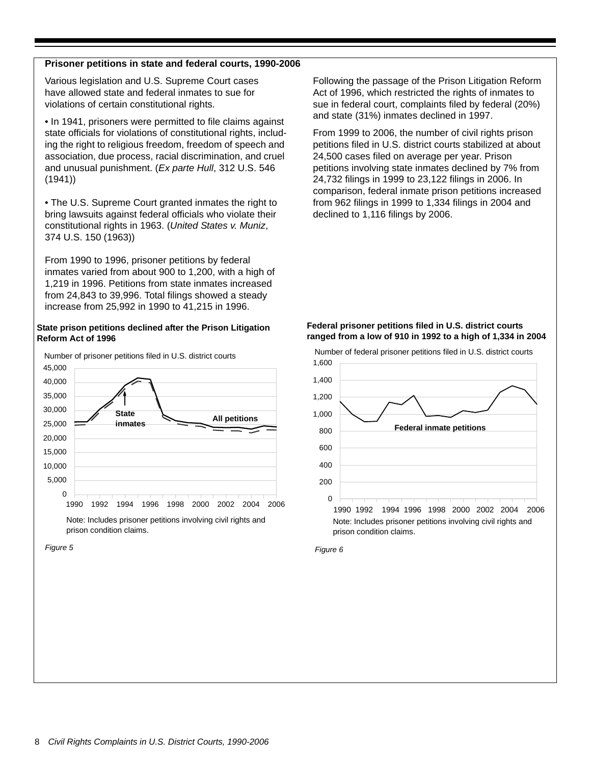**Prisoner petitions in state and federal courts, 1990-2006**

Various legislation and U.S. Supreme Court cases have allowed state and federal inmates to sue for violations of certain constitutional rights.

- In 1941, prisoners were permitted to file claims against state officials for violations of constitutional rights, including the right to religious freedom, freedom of speech and association, due process, racial discrimination, and cruel and unusual punishment. (*Ex parte Hull*, 312 U.S. 546 (1941))

- The U.S. Supreme Court granted inmates the right to bring lawsuits against federal officials who violate their constitutional rights in 1963. (*United States v. Muniz*, 374 U.S. 150 (1963))

From 1990 to 1996, prisoner petitions by federal inmates varied from about 900 to 1,200, with a high of 1,219 in 1996. Petitions from state inmates increased from 24,843 to 39,996. Total filings showed a steady increase from 25,992 in 1990 to 41,215 in 1996.

Following the passage of the Prison Litigation Reform Act of 1996, which restricted the rights of inmates to sue in federal court, complaints filed by federal (20%) and state (31%) inmates declined in 1997.

From 1999 to 2006, the number of civil rights prison petitions filed in U.S. district courts stabilized at about 24,500 cases filed on average per year. Prison petitions involving state inmates declined by 7% from 24,732 filings in 1999 to 23,122 filings in 2006. In comparison, federal inmate prison petitions increased from 962 filings in 1999 to 1,334 filings in 2004 and declined to 1,116 filings by 2006.

**State prison petitions declined after the Prison Litigation Reform Act of 1996**

Number of prisoner petitions filed in U.S. district courts

Note: Includes prisoner petitions involving civil rights and prison condition claims.

*Figure 5*

**Federal prisoner petitions filed in U.S. district courts ranged from a low of 910 in 1992 to a high of 1,334 in 2004**

Number of federal prisoner petitions filed in U.S. district courts

Note: Includes prisoner petitions involving civil rights and prison condition claims.

*Figure 6*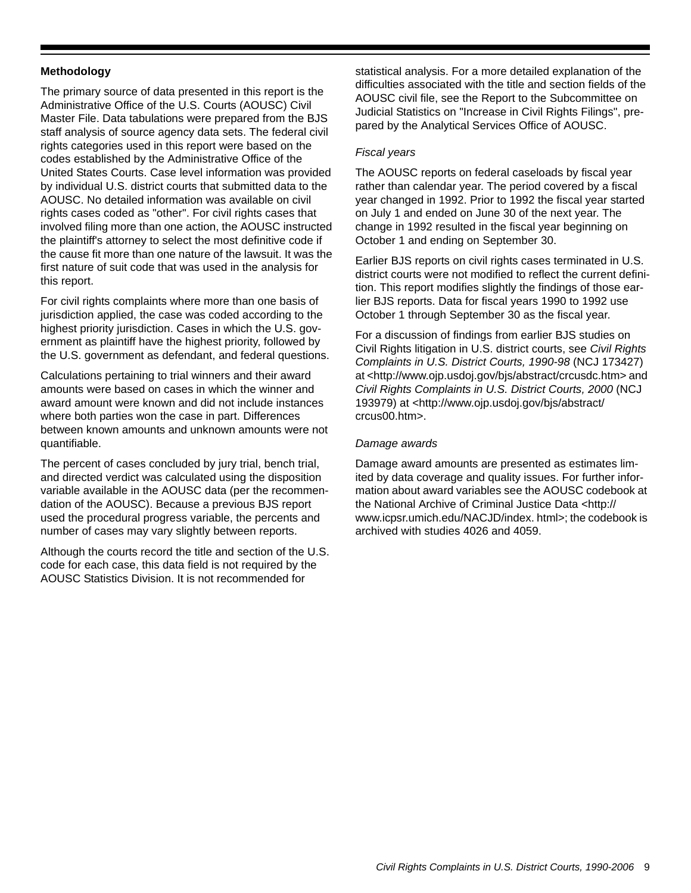## Methodology

The primary source of data presented in this report is the Administrative Office of the U.S. Courts (AOUSC) Civil Master File. Data tabulations were prepared from the BJS staff analysis of source agency data sets. The federal civil rights categories used in this report were based on the codes established by the Administrative Office of the United States Courts. Case level information was provided by individual U.S. district courts that submitted data to the AOUSC. No detailed information was available on civil rights cases coded as "other". For civil rights cases that involved filing more than one action, the AOUSC instructed the plaintiff's attorney to select the most definitive code if the cause fit more than one nature of the lawsuit. It was the first nature of suit code that was used in the analysis for this report.

For civil rights complaints where more than one basis of jurisdiction applied, the case was coded according to the highest priority jurisdiction. Cases in which the U.S. government as plaintiff have the highest priority, followed by the U.S. government as defendant, and federal questions.

Calculations pertaining to trial winners and their award amounts were based on cases in which the winner and award amount were known and did not include instances where both parties won the case in part. Differences between known amounts and unknown amounts were not quantifiable.

The percent of cases concluded by jury trial, bench trial, and directed verdict was calculated using the disposition variable available in the AOUSC data (per the recommendation of the AOUSC). Because a previous BJS report used the procedural progress variable, the percents and number of cases may vary slightly between reports.

Although the courts record the title and section of the U.S. code for each case, this data field is not required by the AOUSC Statistics Division. It is not recommended for statistical analysis. For a more detailed explanation of the difficulties associated with the title and section fields of the AOUSC civil file, see the Report to the Subcommittee on Judicial Statistics on "Increase in Civil Rights Filings", prepared by the Analytical Services Office of AOUSC.

### *Fiscal years*

The AOUSC reports on federal caseloads by fiscal year rather than calendar year. The period covered by a fiscal year changed in 1992. Prior to 1992 the fiscal year started on July 1 and ended on June 30 of the next year. The change in 1992 resulted in the fiscal year beginning on October 1 and ending on September 30.

Earlier BJS reports on civil rights cases terminated in U.S. district courts were not modified to reflect the current definition. This report modifies slightly the findings of those earlier BJS reports. Data for fiscal years 1990 to 1992 use October 1 through September 30 as the fiscal year.

For a discussion of findings from earlier BJS studies on Civil Rights litigation in U.S. district courts, see *Civil Rights Complaints in U.S. District Courts, 1990-98* (NCJ 173427) at <http://www.ojp.usdoj.gov/bjs/abstract/crcusdc.htm> and *Civil Rights Complaints in U.S. District Courts, 2000* (NCJ 193979) at <http://www.ojp.usdoj.gov/bjs/abstract/crcus00.htm>.

### *Damage awards*

Damage award amounts are presented as estimates limited by data coverage and quality issues. For further information about award variables see the AOUSC codebook at the National Archive of Criminal Justice Data <http://www.icpsr.umich.edu/NACJD/index. html>; the codebook is archived with studies 4026 and 4059.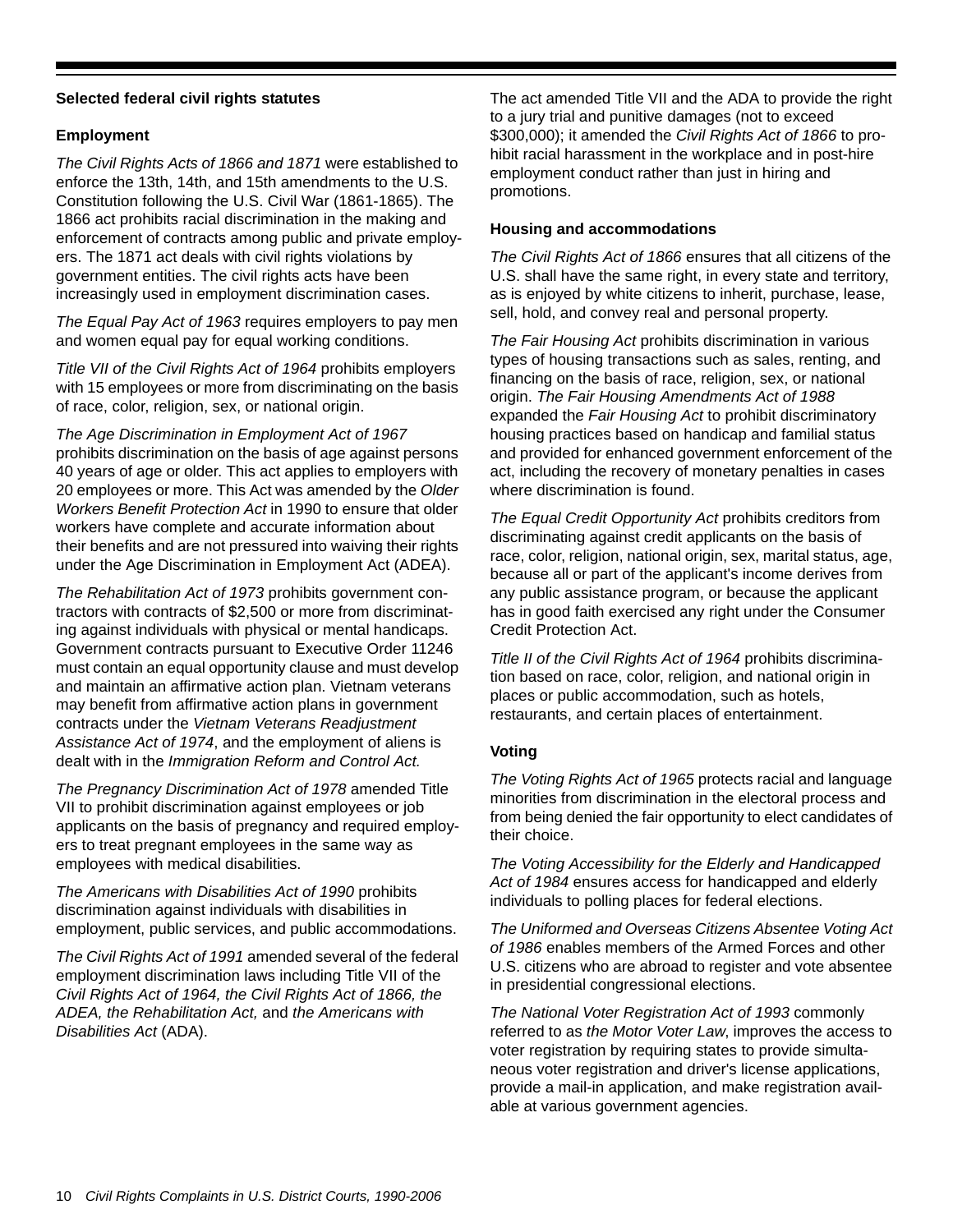**Selected federal civil rights statutes**

**Employment**

*The Civil Rights Acts of 1866 and 1871* were established to enforce the 13th, 14th, and 15th amendments to the U.S. Constitution following the U.S. Civil War (1861-1865). The 1866 act prohibits racial discrimination in the making and enforcement of contracts among public and private employers. The 1871 act deals with civil rights violations by government entities. The civil rights acts have been increasingly used in employment discrimination cases.

*The Equal Pay Act of 1963* requires employers to pay men and women equal pay for equal working conditions.

*Title VII of the Civil Rights Act of 1964* prohibits employers with 15 employees or more from discriminating on the basis of race, color, religion, sex, or national origin.

*The Age Discrimination in Employment Act of 1967* prohibits discrimination on the basis of age against persons 40 years of age or older. This act applies to employers with 20 employees or more. This Act was amended by the *Older Workers Benefit Protection Act* in 1990 to ensure that older workers have complete and accurate information about their benefits and are not pressured into waiving their rights under the Age Discrimination in Employment Act (ADEA).

*The Rehabilitation Act of 1973* prohibits government contractors with contracts of $2,500 or more from discriminating against individuals with physical or mental handicaps. Government contracts pursuant to Executive Order 11246 must contain an equal opportunity clause and must develop and maintain an affirmative action plan. Vietnam veterans may benefit from affirmative action plans in government contracts under the *Vietnam Veterans Readjustment Assistance Act of 1974*, and the employment of aliens is dealt with in the *Immigration Reform and Control Act.*

*The Pregnancy Discrimination Act of 1978* amended Title VII to prohibit discrimination against employees or job applicants on the basis of pregnancy and required employers to treat pregnant employees in the same way as employees with medical disabilities.

*The Americans with Disabilities Act of 1990* prohibits discrimination against individuals with disabilities in employment, public services, and public accommodations.

*The Civil Rights Act of 1991* amended several of the federal employment discrimination laws including Title VII of the *Civil Rights Act of 1964, the Civil Rights Act of 1866, the ADEA, the Rehabilitation Act,* and *the Americans with Disabilities Act* (ADA).

The act amended Title VII and the ADA to provide the right to a jury trial and punitive damages (not to exceed $300,000); it amended the *Civil Rights Act of 1866* to prohibit racial harassment in the workplace and in post-hire employment conduct rather than just in hiring and promotions.

**Housing and accommodations**

*The Civil Rights Act of 1866* ensures that all citizens of the U.S. shall have the same right, in every state and territory, as is enjoyed by white citizens to inherit, purchase, lease, sell, hold, and convey real and personal property.

*The Fair Housing Act* prohibits discrimination in various types of housing transactions such as sales, renting, and financing on the basis of race, religion, sex, or national origin. *The Fair Housing Amendments Act of 1988* expanded the *Fair Housing Act* to prohibit discriminatory housing practices based on handicap and familial status and provided for enhanced government enforcement of the act, including the recovery of monetary penalties in cases where discrimination is found.

*The Equal Credit Opportunity Act* prohibits creditors from discriminating against credit applicants on the basis of race, color, religion, national origin, sex, marital status, age, because all or part of the applicant's income derives from any public assistance program, or because the applicant has in good faith exercised any right under the Consumer Credit Protection Act.

*Title II of the Civil Rights Act of 1964* prohibits discrimination based on race, color, religion, and national origin in places or public accommodation, such as hotels, restaurants, and certain places of entertainment.

**Voting**

*The Voting Rights Act of 1965* protects racial and language minorities from discrimination in the electoral process and from being denied the fair opportunity to elect candidates of their choice.

*The Voting Accessibility for the Elderly and Handicapped Act of 1984* ensures access for handicapped and elderly individuals to polling places for federal elections.

*The Uniformed and Overseas Citizens Absentee Voting Act of 1986* enables members of the Armed Forces and other U.S. citizens who are abroad to register and vote absentee in presidential congressional elections.

*The National Voter Registration Act of 1993* commonly referred to as *the Motor Voter Law*, improves the access to voter registration by requiring states to provide simultaneous voter registration and driver's license applications, provide a mail-in application, and make registration available at various government agencies.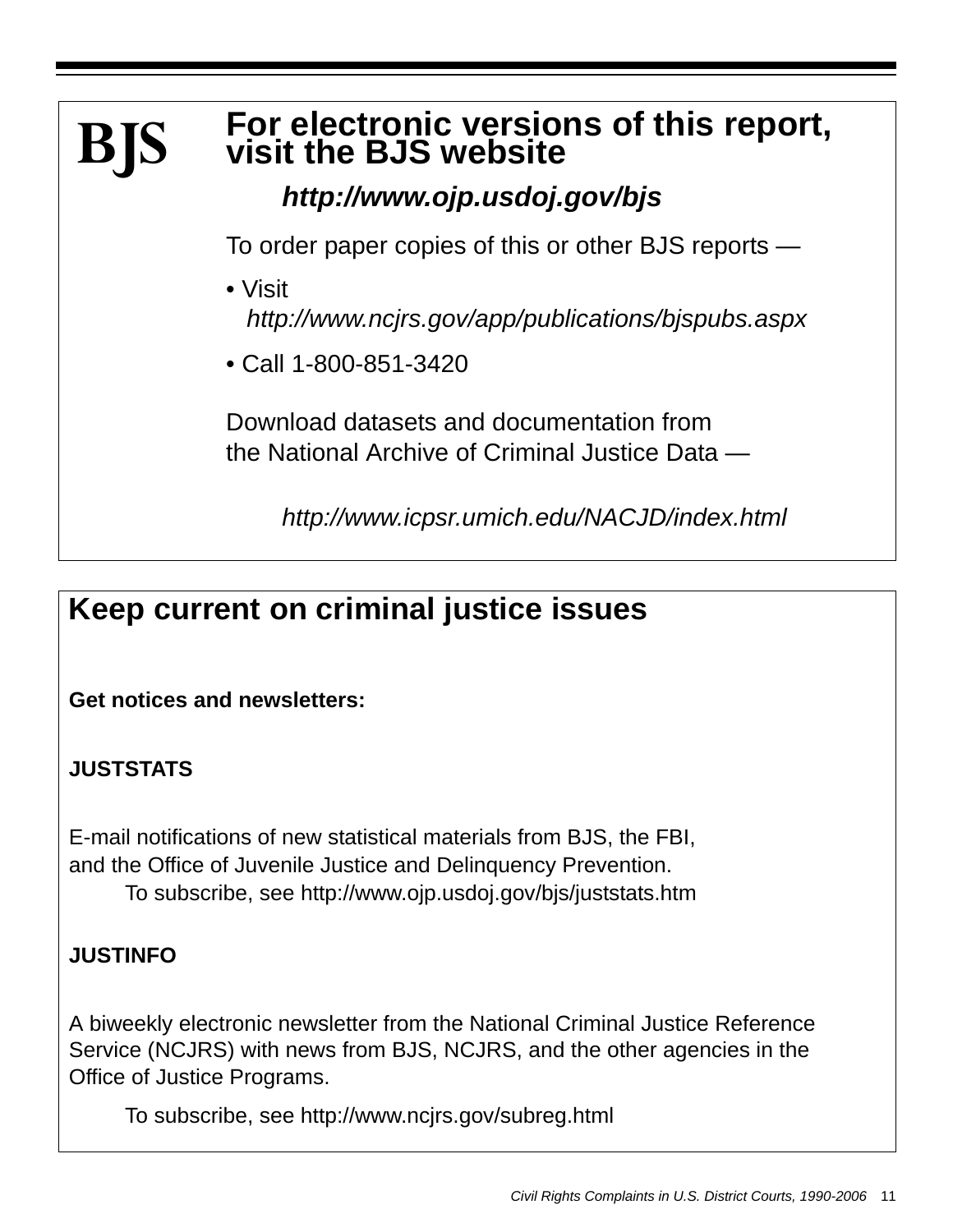**BJS**

# For electronic versions of this report, visit the BJS website

***http://www.ojp.usdoj.gov/bjs***

To order paper copies of this or other BJS reports —

- Visit *http://www.ncjrs.gov/app/publications/bjspubs.aspx*
- Call 1-800-851-3420

Download datasets and documentation from the National Archive of Criminal Justice Data —

*http://www.icpsr.umich.edu/NACJD/index.html*

# Keep current on criminal justice issues

**Get notices and newsletters:**

**JUSTSTATS**

E-mail notifications of new statistical materials from BJS, the FBI, and the Office of Juvenile Justice and Delinquency Prevention.

To subscribe, see http://www.ojp.usdoj.gov/bjs/juststats.htm

**JUSTINFO**

A biweekly electronic newsletter from the National Criminal Justice Reference Service (NCJRS) with news from BJS, NCJRS, and the other agencies in the Office of Justice Programs.

To subscribe, see http://www.ncjrs.gov/subreg.html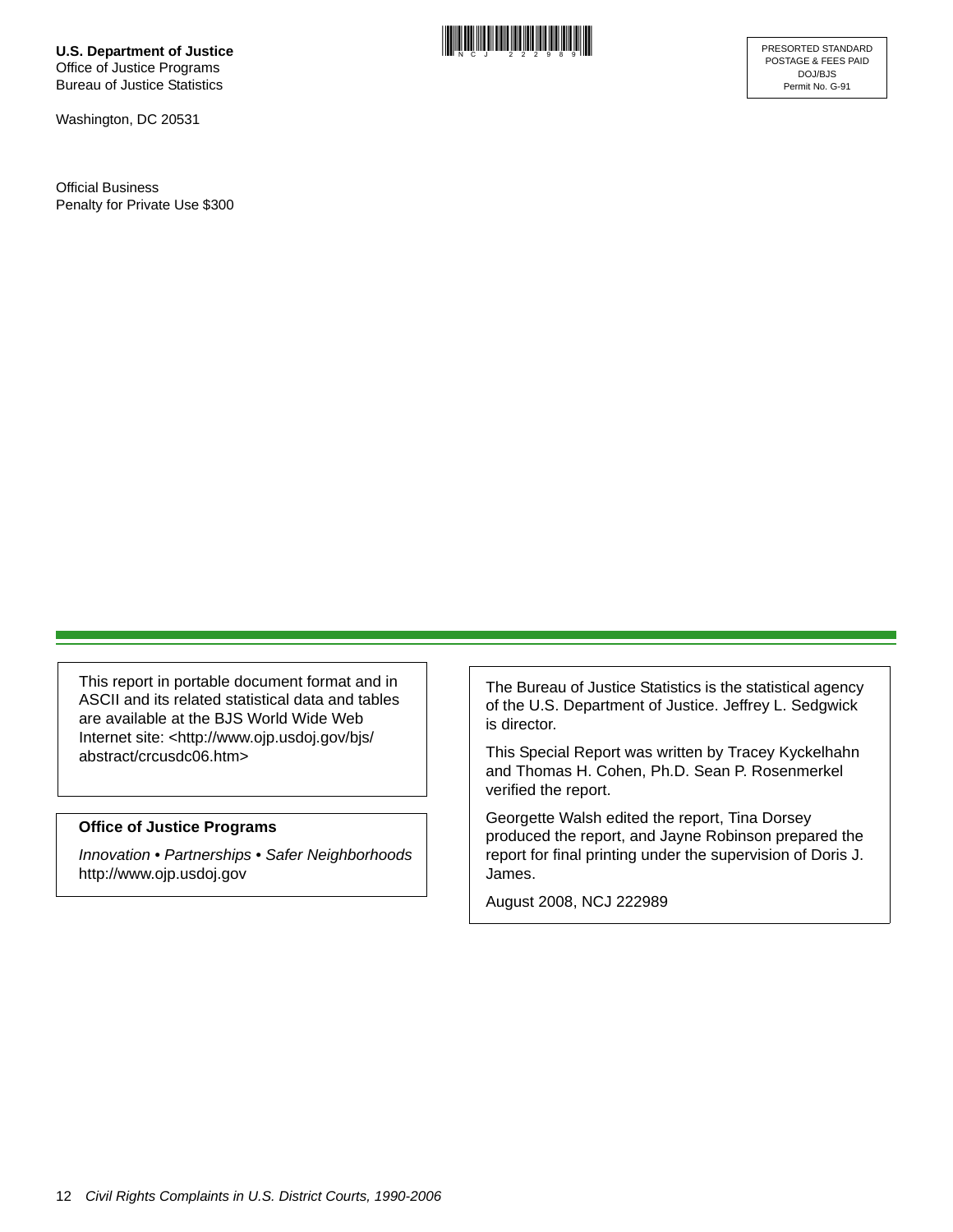**U.S. Department of Justice**
Office of Justice Programs
Bureau of Justice Statistics

Washington, DC 20531

Official Business
Penalty for Private Use $300

PRESORTED STANDARD
POSTAGE & FEES PAID
DOJ/BJS
Permit No. G-91

This report in portable document format and in ASCII and its related statistical data and tables are available at the BJS World Wide Web Internet site: <http://www.ojp.usdoj.gov/bjs/abstract/crcusdc06.htm>

**Office of Justice Programs**

*Innovation • Partnerships • Safer Neighborhoods*
http://www.ojp.usdoj.gov

The Bureau of Justice Statistics is the statistical agency of the U.S. Department of Justice. Jeffrey L. Sedgwick is director.

This Special Report was written by Tracey Kyckelhahn and Thomas H. Cohen, Ph.D. Sean P. Rosenmerkel verified the report.

Georgette Walsh edited the report, Tina Dorsey produced the report, and Jayne Robinson prepared the report for final printing under the supervision of Doris J. James.

August 2008, NCJ 222989